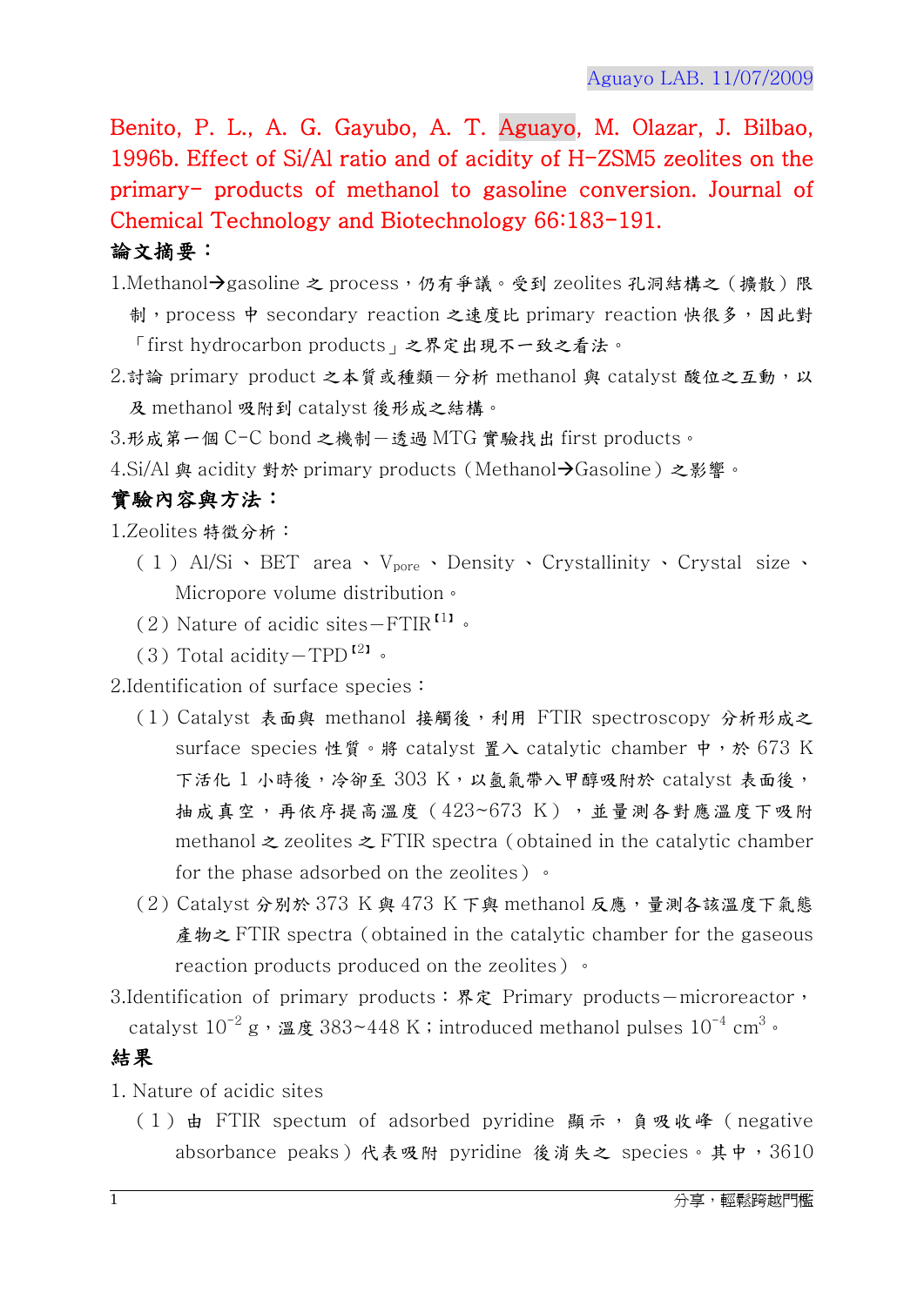Benito, P. L., A. G. Gayubo, A. T. Aguayo, M. Olazar, J. Bilbao, 1996b. Effect of Si/Al ratio and of acidity of H-ZSM5 zeolites on the primary- products of methanol to gasoline conversion. Journal of Chemical Technology and Biotechnology 66:183-191.

**論文摘要：**

1.Methanol→gasoline 之 process，仍有爭議。受到 zeolites 孔洞結構之（擴散）限制，process 中 secondary reaction 之速度比 primary reaction 快很多，因此對「first hydrocarbon products」之界定出現不一致之看法。

2.討論 primary product 之本質或種類－分析 methanol 與 catalyst 酸位之互動，以及 methanol 吸附到 catalyst 後形成之結構。

3.形成第一個 C-C bond 之機制－透過 MTG 實驗找出 first products。

4.Si/Al 與 acidity 對於 primary products（Methanol→Gasoline）之影響。

**實驗內容與方法：**

1.Zeolites 特徵分析：

（1）Al/Si、BET area、$V_{pore}$、Density、Crystallinity、Crystal size、Micropore volume distribution。

（2）Nature of acidic sites－FTIR[1]。

（3）Total acidity－TPD[2]。

2.Identification of surface species：

（1）Catalyst 表面與 methanol 接觸後，利用 FTIR spectroscopy 分析形成之 surface species 性質。將 catalyst 置入 catalytic chamber 中，於 673 K 下活化 1 小時後，冷卻至 303 K，以氬氣帶入甲醇吸附於 catalyst 表面後，抽成真空，再依序提高溫度（423~673 K），並量測各對應溫度下吸附 methanol 之 zeolites 之 FTIR spectra（obtained in the catalytic chamber for the phase adsorbed on the zeolites）。

（2）Catalyst 分別於 373 K 與 473 K 下與 methanol 反應，量測各該溫度下氣態產物之 FTIR spectra（obtained in the catalytic chamber for the gaseous reaction products produced on the zeolites）。

3.Identification of primary products：界定 Primary products－microreactor，catalyst $10^{-2}$ g，溫度 383~448 K；introduced methanol pulses $10^{-4}$ $cm^3$。

**結果**

1. Nature of acidic sites

（1）由 FTIR spectum of adsorbed pyridine 顯示，負吸收峰（negative absorbance peaks）代表吸附 pyridine 後消失之 species。其中，3610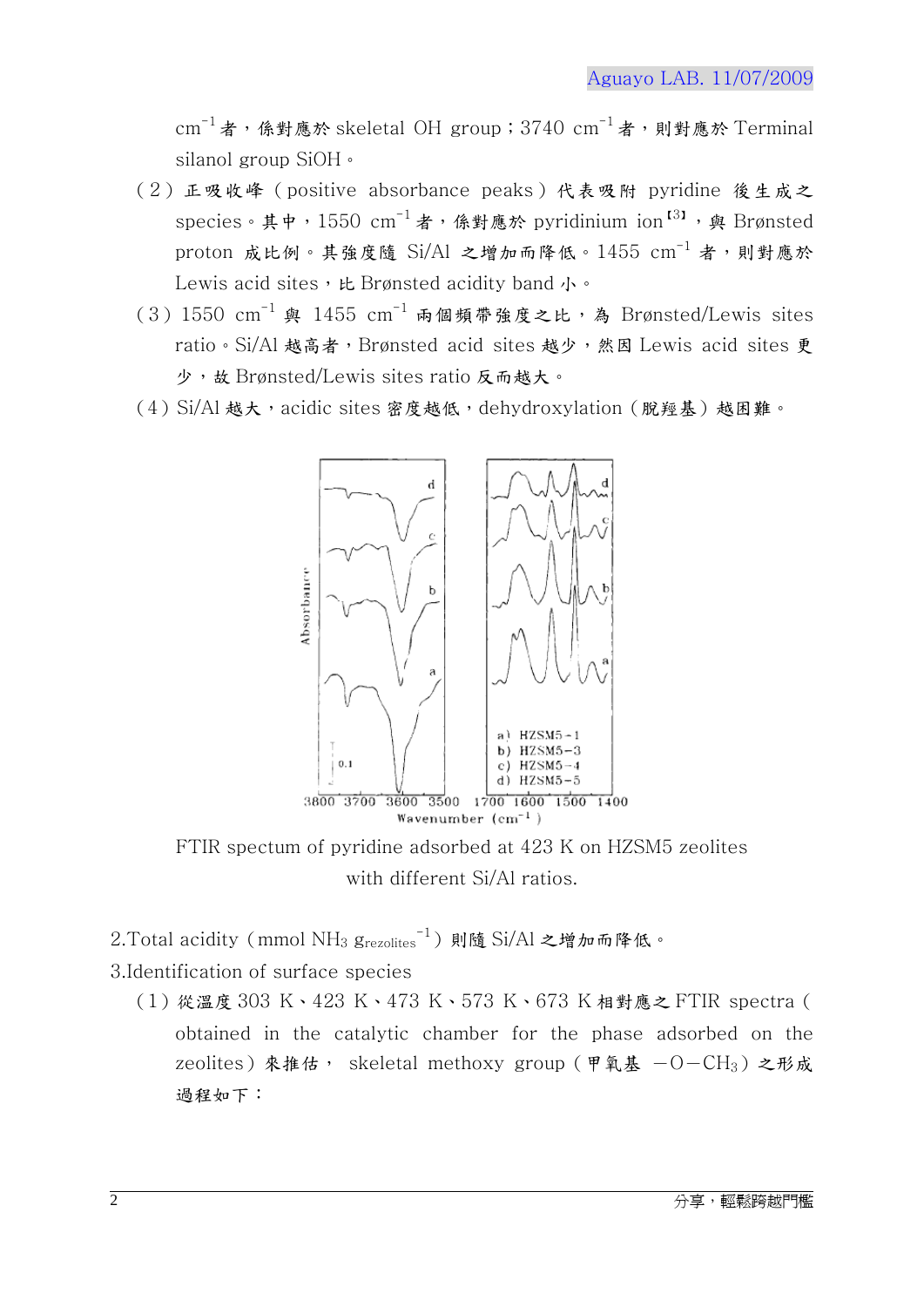$cm^{-1}$者，係對應於 skeletal OH group；3740 $cm^{-1}$者，則對應於 Terminal silanol group SiOH。

（2）正吸收峰（positive absorbance peaks）代表吸附 pyridine 後生成之 species。其中，1550 $cm^{-1}$者，係對應於 pyridinium ion[3]，與 Brønsted proton 成比例。其強度隨 Si/Al 之增加而降低。1455 $cm^{-1}$者，則對應於 Lewis acid sites，比 Brønsted acidity band 小。

（3）1550 $cm^{-1}$與 1455 $cm^{-1}$兩個頻帶強度之比，為 Brønsted/Lewis sites ratio。Si/Al 越高者，Brønsted acid sites 越少，然因 Lewis acid sites 更少，故 Brønsted/Lewis sites ratio 反而越大。

（4）Si/Al 越大，acidic sites 密度越低，dehydroxylation（脫羥基）越困難。

FTIR spectum of pyridine adsorbed at 423 K on HZSM5 zeolites with different Si/Al ratios.

2.Total acidity（mmol $NH_3$ $g_{rezolites}^{-1}$）則隨 Si/Al 之增加而降低。

3.Identification of surface species

（1）從溫度 303 K、423 K、473 K、573 K、673 K 相對應之 FTIR spectra（obtained in the catalytic chamber for the phase adsorbed on the zeolites）來推估， skeletal methoxy group（甲氧基 $-O-CH_3$）之形成過程如下：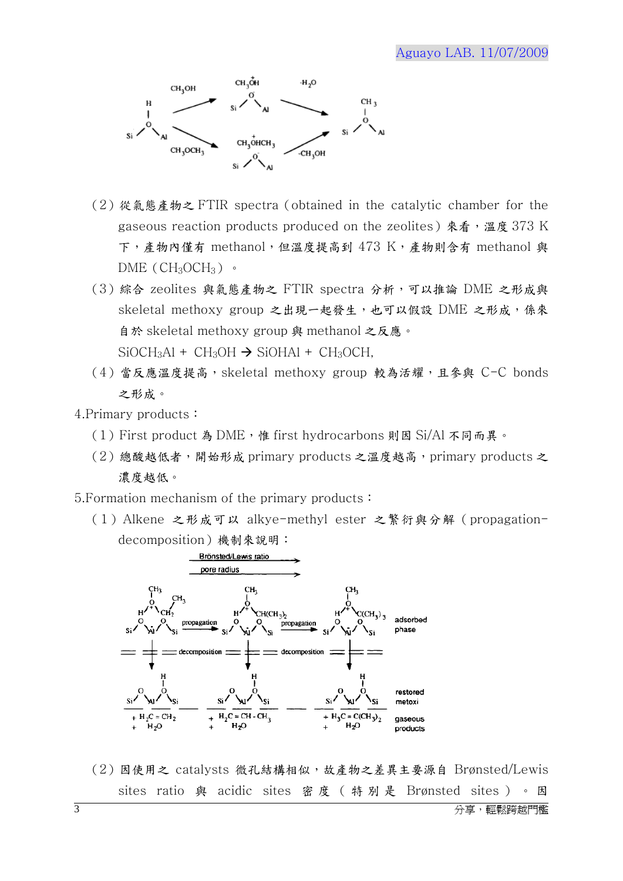(2) 從氣態產物之 FTIR spectra (obtained in the catalytic chamber for the gaseous reaction products produced on the zeolites) 來看，溫度 373 K 下，產物內僅有 methanol，但溫度提高到 473 K，產物則含有 methanol 與 DME ($CH_3OCH_3$)。

(3) 綜合 zeolites 與氣態產物之 FTIR spectra 分析，可以推論 DME 之形成與 skeletal methoxy group 之出現一起發生，也可以假設 DME 之形成，係來自於 skeletal methoxy group 與 methanol 之反應。

$SiOCH_3Al + CH_3OH \rightarrow SiOHAl + CH_3OCH_3$

(4) 當反應溫度提高，skeletal methoxy group 較為活耀，且參與 C−C bonds 之形成。

4.Primary products：

(1) First product 為 DME，惟 first hydrocarbons 則因 Si/Al 不同而異。

(2) 總酸越低者，開始形成 primary products 之溫度越高，primary products 之濃度越低。

5.Formation mechanism of the primary products：

(1) Alkene 之形成可以 alkye-methyl ester 之繁衍與分解 (propagation-decomposition) 機制來說明：

(2) 因使用之 catalysts 微孔結構相似，故產物之差異主要源自 Brønsted/Lewis sites ratio 與 acidic sites 密度 (特別是 Brønsted sites)。因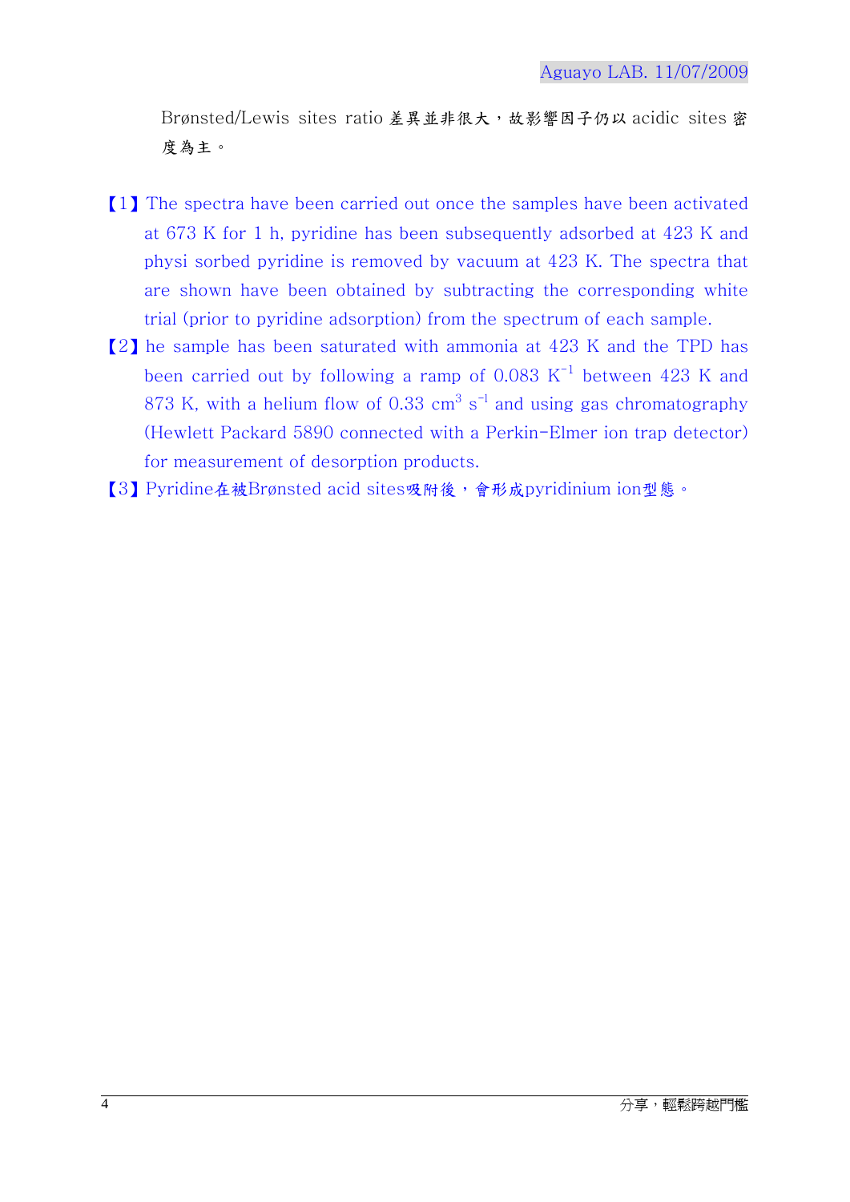Brønsted/Lewis sites ratio 差異並非很大，故影響因子仍以 acidic sites 密度為主。

【1】The spectra have been carried out once the samples have been activated at 673 K for 1 h, pyridine has been subsequently adsorbed at 423 K and physi sorbed pyridine is removed by vacuum at 423 K. The spectra that are shown have been obtained by subtracting the corresponding white trial (prior to pyridine adsorption) from the spectrum of each sample.

【2】he sample has been saturated with ammonia at 423 K and the TPD has been carried out by following a ramp of 0.083 $K^{-1}$ between 423 K and 873 K, with a helium flow of 0.33 $cm^3$ $s^{-1}$ and using gas chromatography (Hewlett Packard 5890 connected with a Perkin-Elmer ion trap detector) for measurement of desorption products.

【3】Pyridine在被Brønsted acid sites吸附後，會形成pyridinium ion型態。